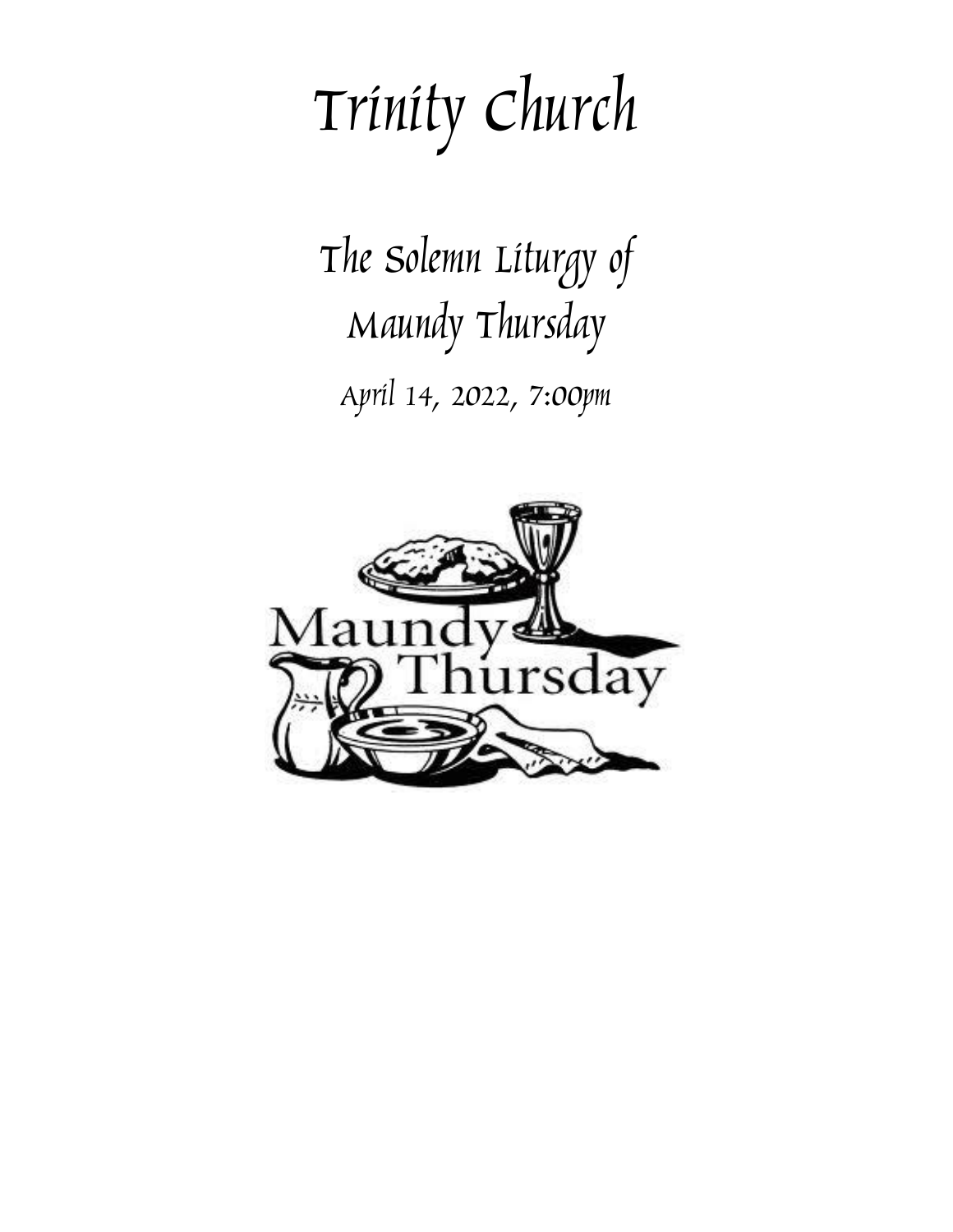# Trinity Church

## The Solemn Liturgy of Maundy Thursday

April 14, 2022, 7:00pm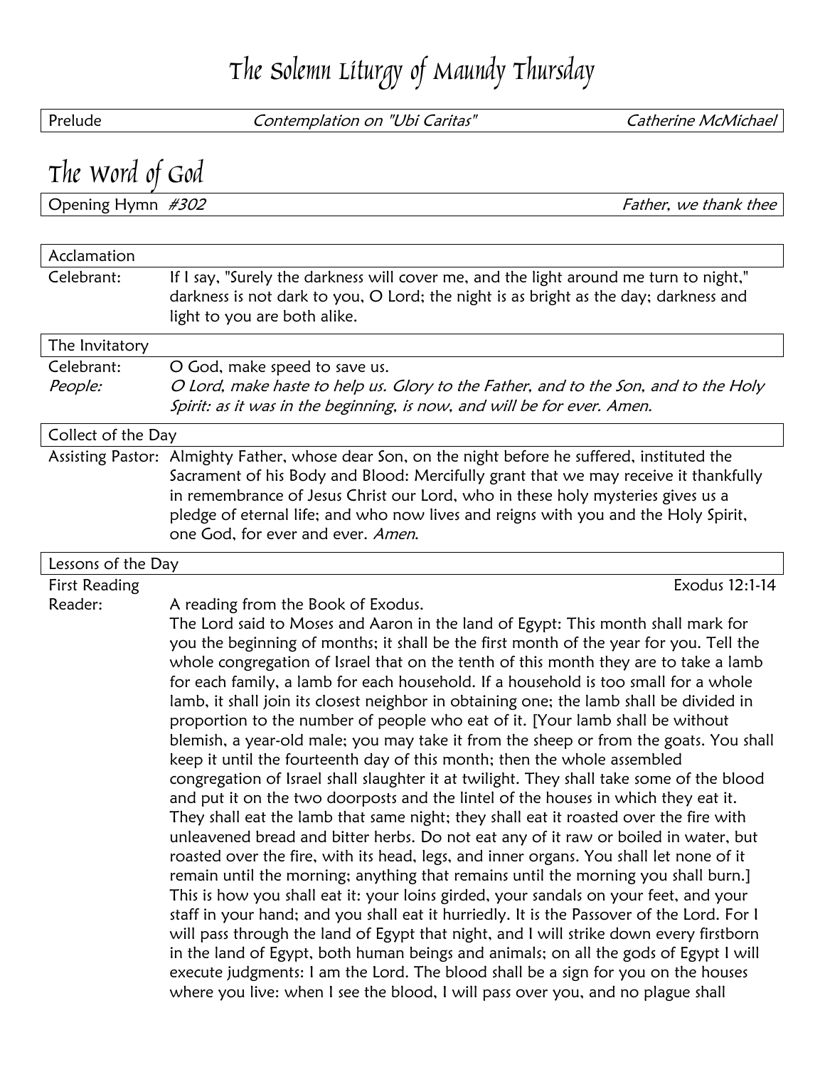# The Solemn Liturgy of Maundy Thursday

| | | |
|---|---|---|
| Prelude | *Contemplation on "Ubi Caritas"* | *Catherine McMichael* |

## The Word of God

| | |
|---|---|
| Opening Hymn *#302* | *Father, we thank thee* |

**Acclamation**

Celebrant: If I say, "Surely the darkness will cover me, and the light around me turn to night," darkness is not dark to you, O Lord; the night is as bright as the day; darkness and light to you are both alike.

**The Invitatory**

Celebrant: O God, make speed to save us.

*People: O Lord, make haste to help us. Glory to the Father, and to the Son, and to the Holy Spirit: as it was in the beginning, is now, and will be for ever. Amen.*

**Collect of the Day**

Assisting Pastor: Almighty Father, whose dear Son, on the night before he suffered, instituted the Sacrament of his Body and Blood: Mercifully grant that we may receive it thankfully in remembrance of Jesus Christ our Lord, who in these holy mysteries gives us a pledge of eternal life; and who now lives and reigns with you and the Holy Spirit, one God, for ever and ever. *Amen.*

**Lessons of the Day**

First Reading — Exodus 12:1-14

Reader: A reading from the Book of Exodus.

The Lord said to Moses and Aaron in the land of Egypt: This month shall mark for you the beginning of months; it shall be the first month of the year for you. Tell the whole congregation of Israel that on the tenth of this month they are to take a lamb for each family, a lamb for each household. If a household is too small for a whole lamb, it shall join its closest neighbor in obtaining one; the lamb shall be divided in proportion to the number of people who eat of it. [Your lamb shall be without blemish, a year-old male; you may take it from the sheep or from the goats. You shall keep it until the fourteenth day of this month; then the whole assembled congregation of Israel shall slaughter it at twilight. They shall take some of the blood and put it on the two doorposts and the lintel of the houses in which they eat it. They shall eat the lamb that same night; they shall eat it roasted over the fire with unleavened bread and bitter herbs. Do not eat any of it raw or boiled in water, but roasted over the fire, with its head, legs, and inner organs. You shall let none of it remain until the morning; anything that remains until the morning you shall burn.] This is how you shall eat it: your loins girded, your sandals on your feet, and your staff in your hand; and you shall eat it hurriedly. It is the Passover of the Lord. For I will pass through the land of Egypt that night, and I will strike down every firstborn in the land of Egypt, both human beings and animals; on all the gods of Egypt I will execute judgments: I am the Lord. The blood shall be a sign for you on the houses where you live: when I see the blood, I will pass over you, and no plague shall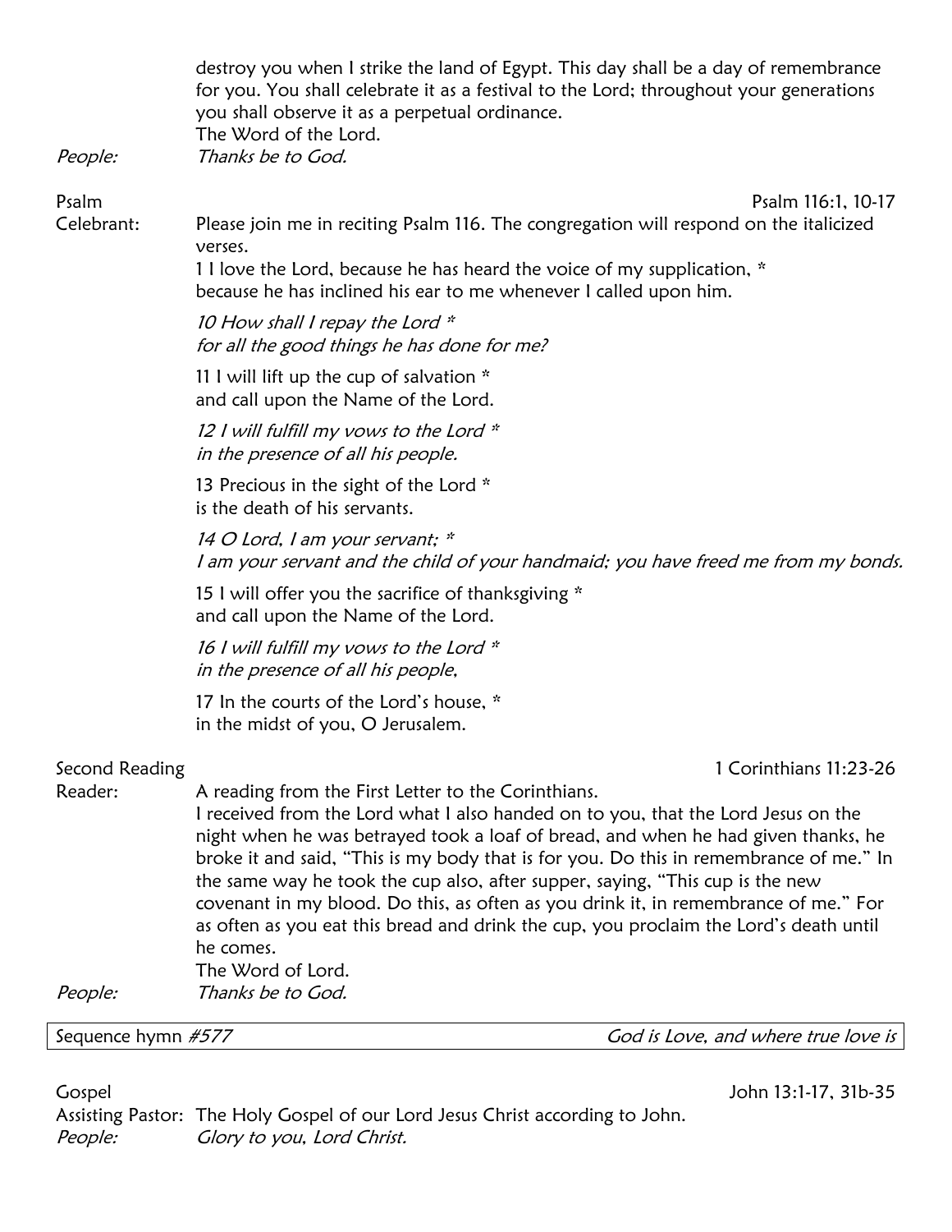destroy you when I strike the land of Egypt. This day shall be a day of remembrance for you. You shall celebrate it as a festival to the Lord; throughout your generations you shall observe it as a perpetual ordinance.
The Word of the Lord.

*People:* *Thanks be to God.*

Psalm — Psalm 116:1, 10-17

Celebrant: Please join me in reciting Psalm 116. The congregation will respond on the italicized verses.

1 I love the Lord, because he has heard the voice of my supplication, *
because he has inclined his ear to me whenever I called upon him.

*10 How shall I repay the Lord **
*for all the good things he has done for me?*

11 I will lift up the cup of salvation *
and call upon the Name of the Lord.

*12 I will fulfill my vows to the Lord **
*in the presence of all his people.*

13 Precious in the sight of the Lord *
is the death of his servants.

*14 O Lord, I am your servant; **
*I am your servant and the child of your handmaid; you have freed me from my bonds.*

15 I will offer you the sacrifice of thanksgiving *
and call upon the Name of the Lord.

*16 I will fulfill my vows to the Lord **
*in the presence of all his people,*

17 In the courts of the Lord's house, *
in the midst of you, O Jerusalem.

Second Reading — 1 Corinthians 11:23-26

Reader: A reading from the First Letter to the Corinthians.
I received from the Lord what I also handed on to you, that the Lord Jesus on the night when he was betrayed took a loaf of bread, and when he had given thanks, he broke it and said, "This is my body that is for you. Do this in remembrance of me." In the same way he took the cup also, after supper, saying, "This cup is the new covenant in my blood. Do this, as often as you drink it, in remembrance of me." For as often as you eat this bread and drink the cup, you proclaim the Lord's death until he comes.
The Word of Lord.

*People:* *Thanks be to God.*

Sequence hymn *#577* — *God is Love, and where true love is*

Gospel — John 13:1-17, 31b-35

Assisting Pastor: The Holy Gospel of our Lord Jesus Christ according to John.

*People:* *Glory to you, Lord Christ.*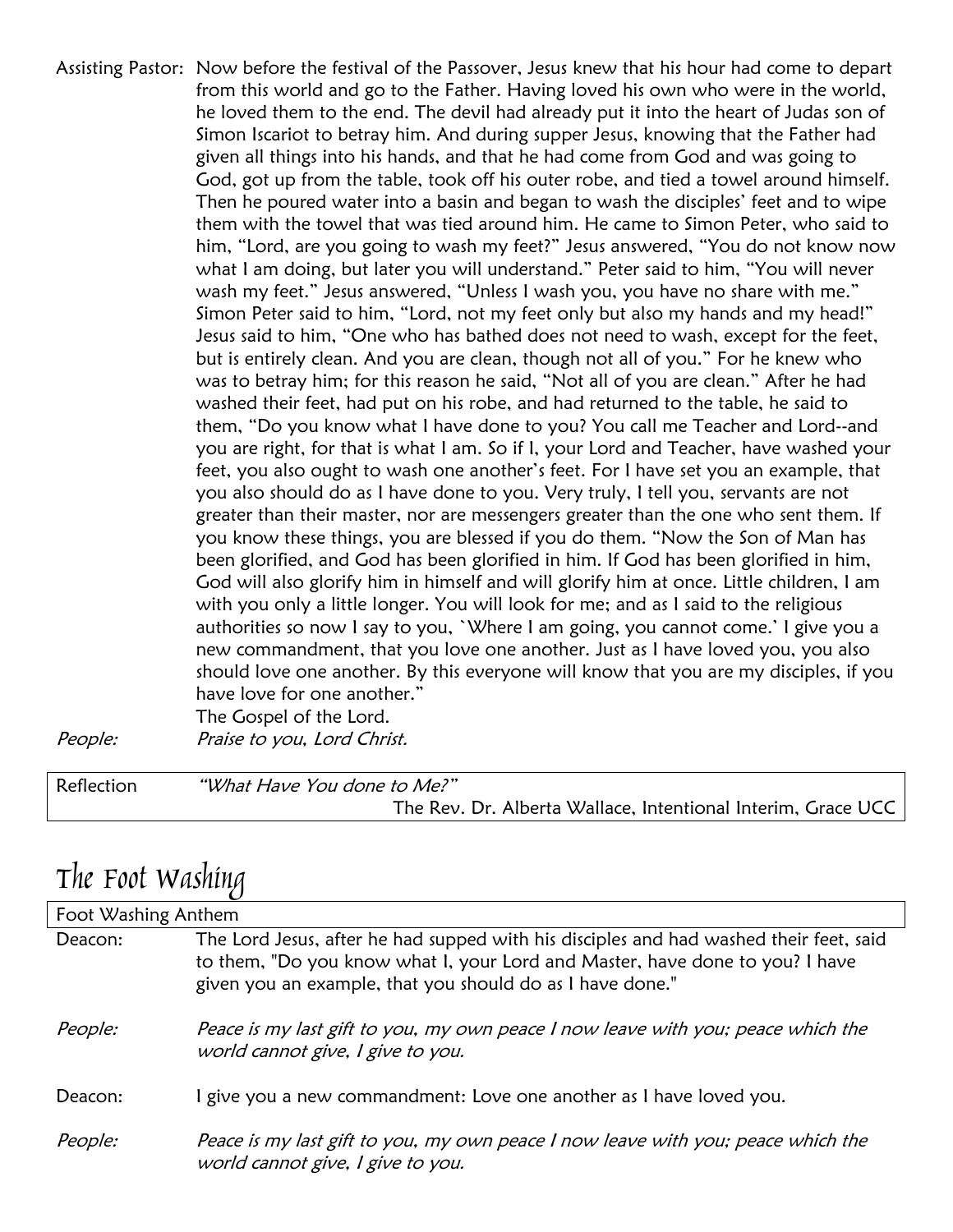Assisting Pastor: Now before the festival of the Passover, Jesus knew that his hour had come to depart from this world and go to the Father. Having loved his own who were in the world, he loved them to the end. The devil had already put it into the heart of Judas son of Simon Iscariot to betray him. And during supper Jesus, knowing that the Father had given all things into his hands, and that he had come from God and was going to God, got up from the table, took off his outer robe, and tied a towel around himself. Then he poured water into a basin and began to wash the disciples' feet and to wipe them with the towel that was tied around him. He came to Simon Peter, who said to him, "Lord, are you going to wash my feet?" Jesus answered, "You do not know now what I am doing, but later you will understand." Peter said to him, "You will never wash my feet." Jesus answered, "Unless I wash you, you have no share with me." Simon Peter said to him, "Lord, not my feet only but also my hands and my head!" Jesus said to him, "One who has bathed does not need to wash, except for the feet, but is entirely clean. And you are clean, though not all of you." For he knew who was to betray him; for this reason he said, "Not all of you are clean." After he had washed their feet, had put on his robe, and had returned to the table, he said to them, "Do you know what I have done to you? You call me Teacher and Lord--and you are right, for that is what I am. So if I, your Lord and Teacher, have washed your feet, you also ought to wash one another's feet. For I have set you an example, that you also should do as I have done to you. Very truly, I tell you, servants are not greater than their master, nor are messengers greater than the one who sent them. If you know these things, you are blessed if you do them. "Now the Son of Man has been glorified, and God has been glorified in him. If God has been glorified in him, God will also glorify him in himself and will glorify him at once. Little children, I am with you only a little longer. You will look for me; and as I said to the religious authorities so now I say to you, `Where I am going, you cannot come.' I give you a new commandment, that you love one another. Just as I have loved you, you also should love one another. By this everyone will know that you are my disciples, if you have love for one another."

The Gospel of the Lord.

*People:* *Praise to you, Lord Christ.*

Reflection *"What Have You done to Me?"*
The Rev. Dr. Alberta Wallace, Intentional Interim, Grace UCC

# The Foot Washing

Foot Washing Anthem

Deacon: The Lord Jesus, after he had supped with his disciples and had washed their feet, said to them, "Do you know what I, your Lord and Master, have done to you? I have given you an example, that you should do as I have done."

*People:* *Peace is my last gift to you, my own peace I now leave with you; peace which the world cannot give, I give to you.*

Deacon: I give you a new commandment: Love one another as I have loved you.

*People:* *Peace is my last gift to you, my own peace I now leave with you; peace which the world cannot give, I give to you.*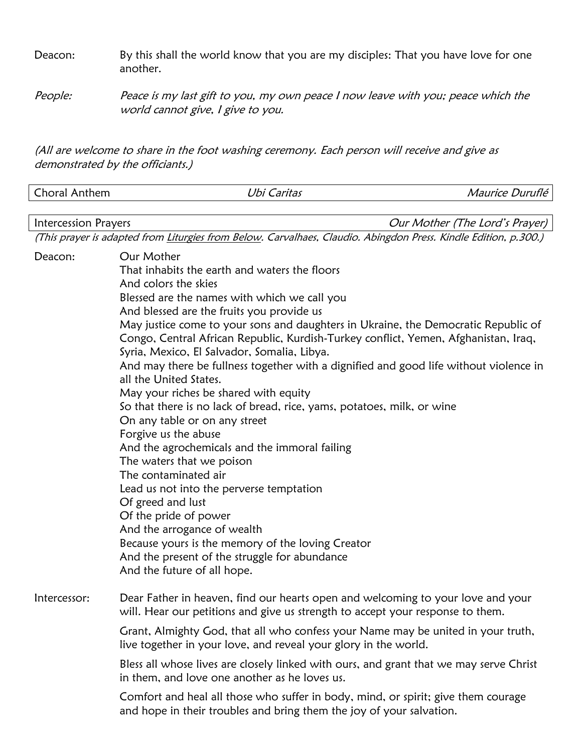Deacon: By this shall the world know that you are my disciples: That you have love for one another.

*People: Peace is my last gift to you, my own peace I now leave with you; peace which the world cannot give, I give to you.*

*(All are welcome to share in the foot washing ceremony. Each person will receive and give as demonstrated by the officiants.)*

| Choral Anthem | *Ubi Caritas* | *Maurice Duruflé* |
|---|---|---|

| Intercession Prayers | *Our Mother (The Lord's Prayer)* |
|---|---|

*(This prayer is adapted from Liturgies from Below. Carvalhaes, Claudio. Abingdon Press. Kindle Edition, p.300.)*

Deacon: Our Mother
That inhabits the earth and waters the floors
And colors the skies
Blessed are the names with which we call you
And blessed are the fruits you provide us
May justice come to your sons and daughters in Ukraine, the Democratic Republic of Congo, Central African Republic, Kurdish-Turkey conflict, Yemen, Afghanistan, Iraq, Syria, Mexico, El Salvador, Somalia, Libya.
And may there be fullness together with a dignified and good life without violence in all the United States.
May your riches be shared with equity
So that there is no lack of bread, rice, yams, potatoes, milk, or wine
On any table or on any street
Forgive us the abuse
And the agrochemicals and the immoral failing
The waters that we poison
The contaminated air
Lead us not into the perverse temptation
Of greed and lust
Of the pride of power
And the arrogance of wealth
Because yours is the memory of the loving Creator
And the present of the struggle for abundance
And the future of all hope.

Intercessor: Dear Father in heaven, find our hearts open and welcoming to your love and your will. Hear our petitions and give us strength to accept your response to them.

Grant, Almighty God, that all who confess your Name may be united in your truth, live together in your love, and reveal your glory in the world.

Bless all whose lives are closely linked with ours, and grant that we may serve Christ in them, and love one another as he loves us.

Comfort and heal all those who suffer in body, mind, or spirit; give them courage and hope in their troubles and bring them the joy of your salvation.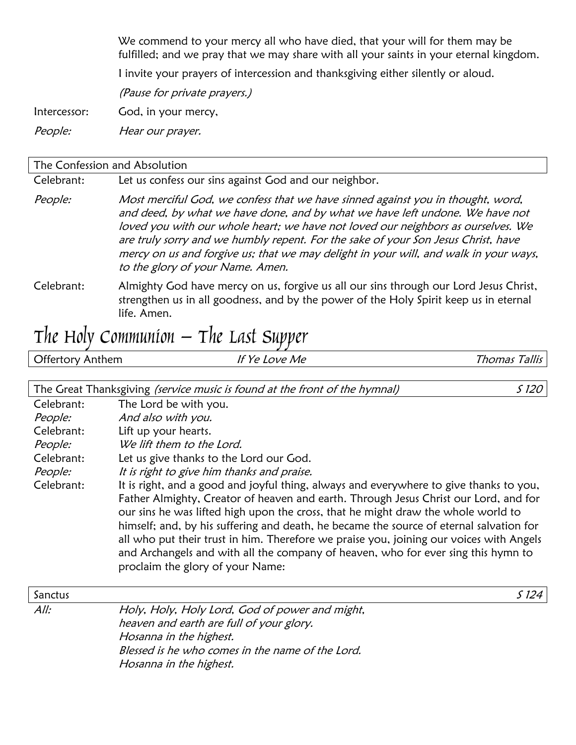We commend to your mercy all who have died, that your will for them may be fulfilled; and we pray that we may share with all your saints in your eternal kingdom.

I invite your prayers of intercession and thanksgiving either silently or aloud.

*(Pause for private prayers.)*

Intercessor: God, in your mercy,

*People:* *Hear our prayer.*

### The Confession and Absolution

Celebrant: Let us confess our sins against God and our neighbor.

*People:* *Most merciful God, we confess that we have sinned against you in thought, word, and deed, by what we have done, and by what we have left undone. We have not loved you with our whole heart; we have not loved our neighbors as ourselves. We are truly sorry and we humbly repent. For the sake of your Son Jesus Christ, have mercy on us and forgive us; that we may delight in your will, and walk in your ways, to the glory of your Name. Amen.*

Celebrant: Almighty God have mercy on us, forgive us all our sins through our Lord Jesus Christ, strengthen us in all goodness, and by the power of the Holy Spirit keep us in eternal life. Amen.

# The Holy Communion – The Last Supper

### Offertory Anthem — *If Ye Love Me* — *Thomas Tallis*

### The Great Thanksgiving *(service music is found at the front of the hymnal)* — *S 120*

Celebrant: The Lord be with you.
*People:* *And also with you.*
Celebrant: Lift up your hearts.
*People:* *We lift them to the Lord.*
Celebrant: Let us give thanks to the Lord our God.
*People:* *It is right to give him thanks and praise.*
Celebrant: It is right, and a good and joyful thing, always and everywhere to give thanks to you, Father Almighty, Creator of heaven and earth. Through Jesus Christ our Lord, and for our sins he was lifted high upon the cross, that he might draw the whole world to himself; and, by his suffering and death, he became the source of eternal salvation for all who put their trust in him. Therefore we praise you, joining our voices with Angels and Archangels and with all the company of heaven, who for ever sing this hymn to proclaim the glory of your Name:

### Sanctus — *S 124*

*All:* *Holy, Holy, Holy Lord, God of power and might,*
*heaven and earth are full of your glory.*
*Hosanna in the highest.*
*Blessed is he who comes in the name of the Lord.*
*Hosanna in the highest.*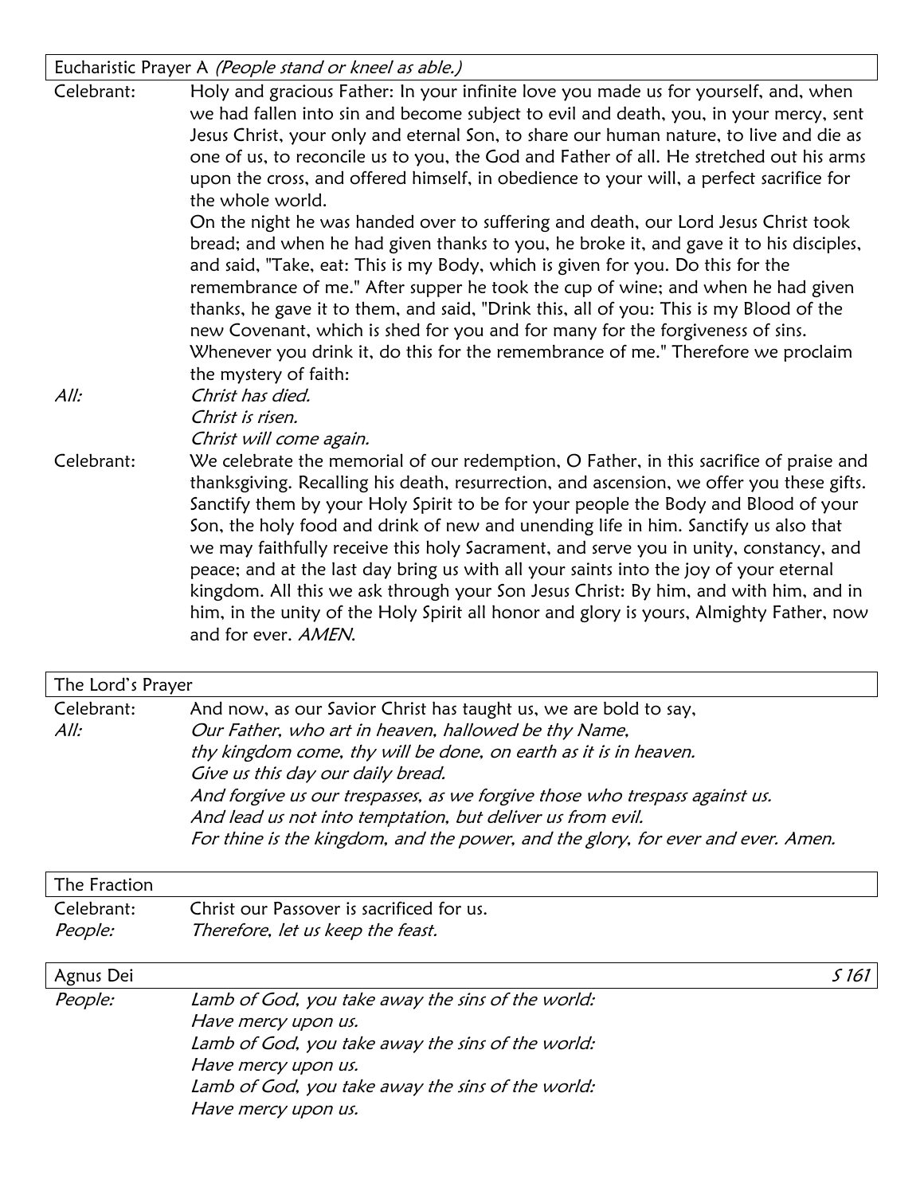## Eucharistic Prayer A *(People stand or kneel as able.)*

Celebrant: Holy and gracious Father: In your infinite love you made us for yourself, and, when we had fallen into sin and become subject to evil and death, you, in your mercy, sent Jesus Christ, your only and eternal Son, to share our human nature, to live and die as one of us, to reconcile us to you, the God and Father of all. He stretched out his arms upon the cross, and offered himself, in obedience to your will, a perfect sacrifice for the whole world.

On the night he was handed over to suffering and death, our Lord Jesus Christ took bread; and when he had given thanks to you, he broke it, and gave it to his disciples, and said, "Take, eat: This is my Body, which is given for you. Do this for the remembrance of me." After supper he took the cup of wine; and when he had given thanks, he gave it to them, and said, "Drink this, all of you: This is my Blood of the new Covenant, which is shed for you and for many for the forgiveness of sins. Whenever you drink it, do this for the remembrance of me." Therefore we proclaim the mystery of faith:

*All:* *Christ has died.*
*Christ is risen.*
*Christ will come again.*

Celebrant: We celebrate the memorial of our redemption, O Father, in this sacrifice of praise and thanksgiving. Recalling his death, resurrection, and ascension, we offer you these gifts. Sanctify them by your Holy Spirit to be for your people the Body and Blood of your Son, the holy food and drink of new and unending life in him. Sanctify us also that we may faithfully receive this holy Sacrament, and serve you in unity, constancy, and peace; and at the last day bring us with all your saints into the joy of your eternal kingdom. All this we ask through your Son Jesus Christ: By him, and with him, and in him, in the unity of the Holy Spirit all honor and glory is yours, Almighty Father, now and for ever. *AMEN.*

## The Lord's Prayer

Celebrant: And now, as our Savior Christ has taught us, we are bold to say,

*All:* *Our Father, who art in heaven, hallowed be thy Name,*
*thy kingdom come, thy will be done, on earth as it is in heaven.*
*Give us this day our daily bread.*
*And forgive us our trespasses, as we forgive those who trespass against us.*
*And lead us not into temptation, but deliver us from evil.*
*For thine is the kingdom, and the power, and the glory, for ever and ever. Amen.*

## The Fraction

Celebrant: Christ our Passover is sacrificed for us.

*People:* *Therefore, let us keep the feast.*

## Agnus Dei *S 161*

*People:* *Lamb of God, you take away the sins of the world:*
*Have mercy upon us.*
*Lamb of God, you take away the sins of the world:*
*Have mercy upon us.*
*Lamb of God, you take away the sins of the world:*
*Have mercy upon us.*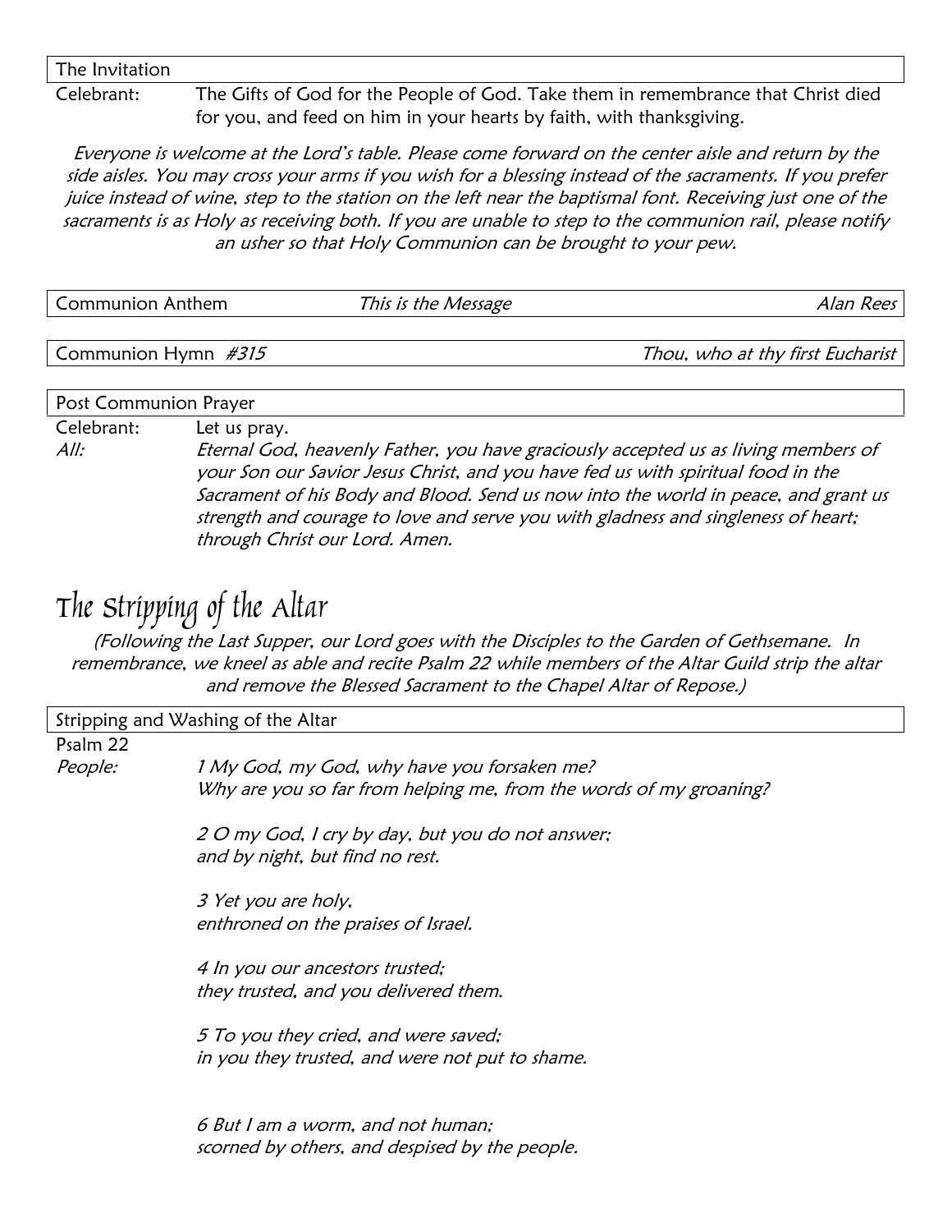The Invitation

Celebrant: The Gifts of God for the People of God. Take them in remembrance that Christ died for you, and feed on him in your hearts by faith, with thanksgiving.

*Everyone is welcome at the Lord's table. Please come forward on the center aisle and return by the side aisles. You may cross your arms if you wish for a blessing instead of the sacraments. If you prefer juice instead of wine, step to the station on the left near the baptismal font. Receiving just one of the sacraments is as Holy as receiving both. If you are unable to step to the communion rail, please notify an usher so that Holy Communion can be brought to your pew.*

Communion Anthem — *This is the Message* — *Alan Rees*

Communion Hymn *#315* — *Thou, who at thy first Eucharist*

Post Communion Prayer

Celebrant: Let us pray.

*All:* *Eternal God, heavenly Father, you have graciously accepted us as living members of your Son our Savior Jesus Christ, and you have fed us with spiritual food in the Sacrament of his Body and Blood. Send us now into the world in peace, and grant us strength and courage to love and serve you with gladness and singleness of heart; through Christ our Lord. Amen.*

# The Stripping of the Altar

*(Following the Last Supper, our Lord goes with the Disciples to the Garden of Gethsemane. In remembrance, we kneel as able and recite Psalm 22 while members of the Altar Guild strip the altar and remove the Blessed Sacrament to the Chapel Altar of Repose.)*

Stripping and Washing of the Altar

Psalm 22

*People:* *1 My God, my God, why have you forsaken me?*
*Why are you so far from helping me, from the words of my groaning?*

*2 O my God, I cry by day, but you do not answer;*
*and by night, but find no rest.*

*3 Yet you are holy,*
*enthroned on the praises of Israel.*

*4 In you our ancestors trusted;*
*they trusted, and you delivered them.*

*5 To you they cried, and were saved;*
*in you they trusted, and were not put to shame.*

*6 But I am a worm, and not human;*
*scorned by others, and despised by the people.*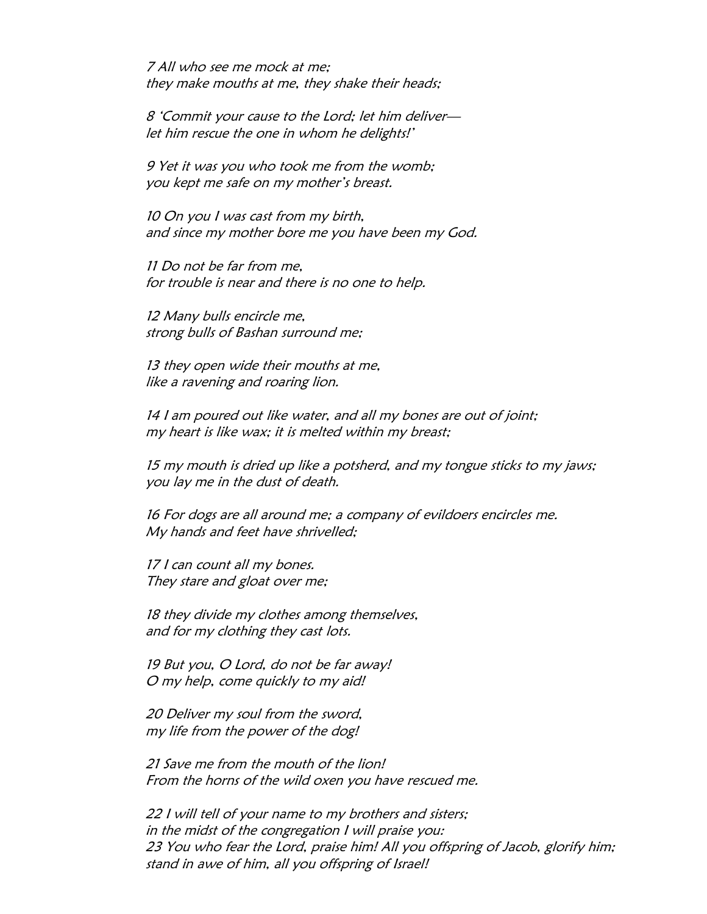*7 All who see me mock at me;*
*they make mouths at me, they shake their heads;*

*8 'Commit your cause to the Lord; let him deliver—*
*let him rescue the one in whom he delights!'*

*9 Yet it was you who took me from the womb;*
*you kept me safe on my mother's breast.*

*10 On you I was cast from my birth,*
*and since my mother bore me you have been my God.*

*11 Do not be far from me,*
*for trouble is near and there is no one to help.*

*12 Many bulls encircle me,*
*strong bulls of Bashan surround me;*

*13 they open wide their mouths at me,*
*like a ravening and roaring lion.*

*14 I am poured out like water, and all my bones are out of joint;*
*my heart is like wax; it is melted within my breast;*

*15 my mouth is dried up like a potsherd, and my tongue sticks to my jaws;*
*you lay me in the dust of death.*

*16 For dogs are all around me; a company of evildoers encircles me.*
*My hands and feet have shrivelled;*

*17 I can count all my bones.*
*They stare and gloat over me;*

*18 they divide my clothes among themselves,*
*and for my clothing they cast lots.*

*19 But you, O Lord, do not be far away!*
*O my help, come quickly to my aid!*

*20 Deliver my soul from the sword,*
*my life from the power of the dog!*

*21 Save me from the mouth of the lion!*
*From the horns of the wild oxen you have rescued me.*

*22 I will tell of your name to my brothers and sisters;*
*in the midst of the congregation I will praise you:*
*23 You who fear the Lord, praise him! All you offspring of Jacob, glorify him;*
*stand in awe of him, all you offspring of Israel!*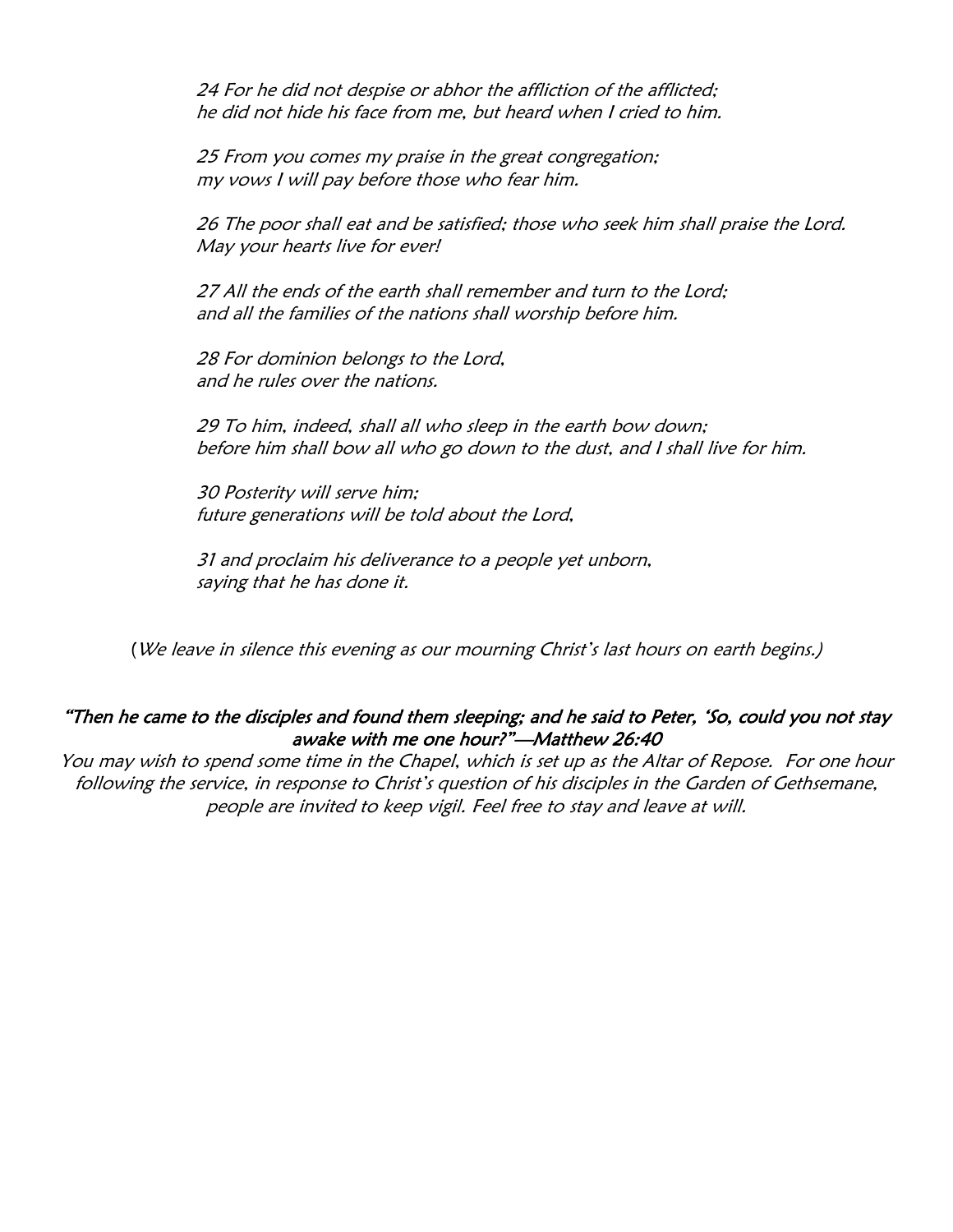*24 For he did not despise or abhor the affliction of the afflicted;*
*he did not hide his face from me, but heard when I cried to him.*

*25 From you comes my praise in the great congregation;*
*my vows I will pay before those who fear him.*

*26 The poor shall eat and be satisfied; those who seek him shall praise the Lord.*
*May your hearts live for ever!*

*27 All the ends of the earth shall remember and turn to the Lord;*
*and all the families of the nations shall worship before him.*

*28 For dominion belongs to the Lord,*
*and he rules over the nations.*

*29 To him, indeed, shall all who sleep in the earth bow down;*
*before him shall bow all who go down to the dust, and I shall live for him.*

*30 Posterity will serve him;*
*future generations will be told about the Lord,*

*31 and proclaim his deliverance to a people yet unborn,*
*saying that he has done it.*

(*We leave in silence this evening as our mourning Christ's last hours on earth begins.)*

***"Then he came to the disciples and found them sleeping; and he said to Peter, 'So, could you not stay awake with me one hour?"—Matthew 26:40***

*You may wish to spend some time in the Chapel, which is set up as the Altar of Repose. For one hour following the service, in response to Christ's question of his disciples in the Garden of Gethsemane, people are invited to keep vigil. Feel free to stay and leave at will.*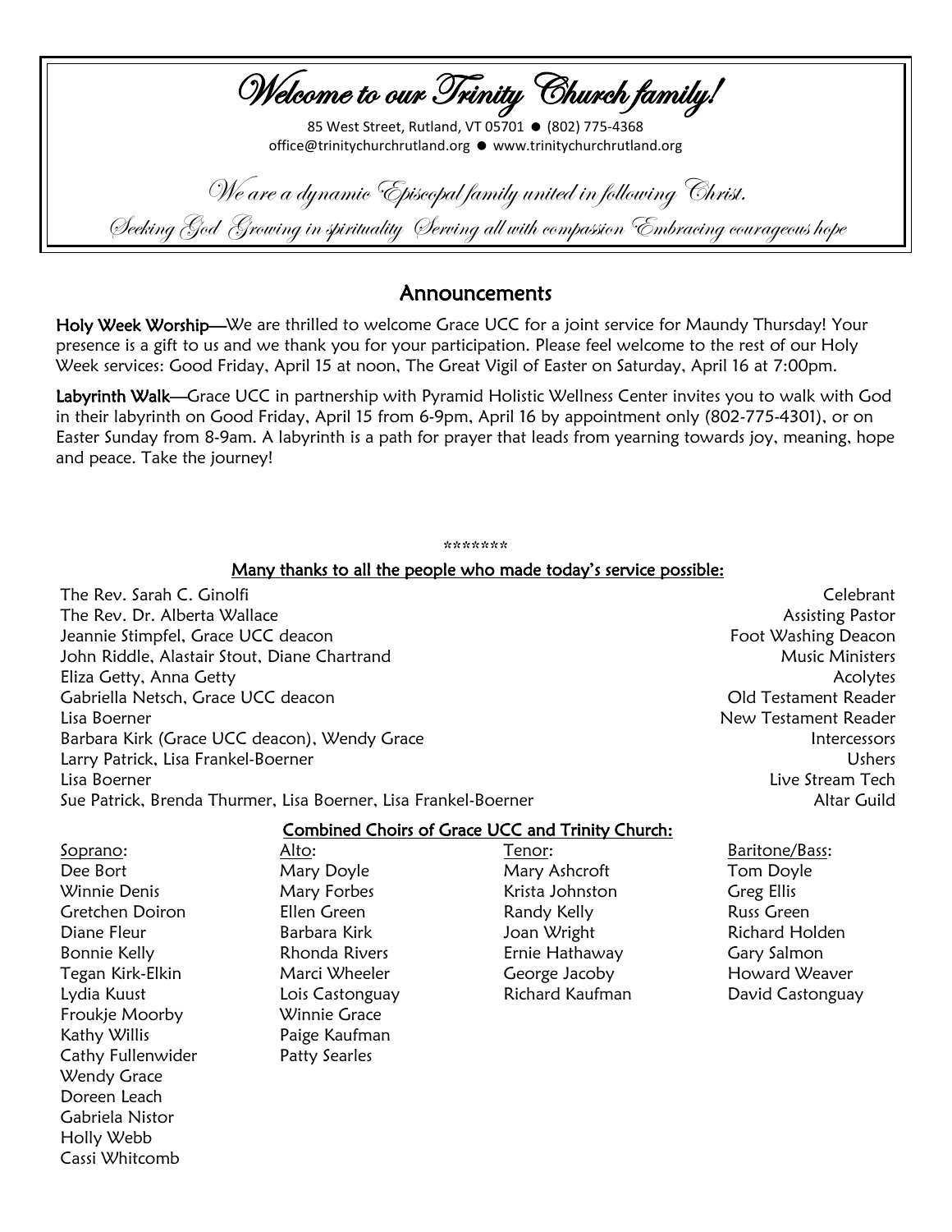# *Welcome to our Trinity Church family!*

85 West Street, Rutland, VT 05701 ● (802) 775-4368
office@trinitychurchrutland.org ● www.trinitychurchrutland.org

*We are a dynamic Episcopal family united in following Christ.*

*Seeking God Growing in spirituality Serving all with compassion Embracing courageous hope*

## Announcements

**Holy Week Worship**—We are thrilled to welcome Grace UCC for a joint service for Maundy Thursday! Your presence is a gift to us and we thank you for your participation. Please feel welcome to the rest of our Holy Week services: Good Friday, April 15 at noon, The Great Vigil of Easter on Saturday, April 16 at 7:00pm.

**Labyrinth Walk**—Grace UCC in partnership with Pyramid Holistic Wellness Center invites you to walk with God in their labyrinth on Good Friday, April 15 from 6-9pm, April 16 by appointment only (802-775-4301), or on Easter Sunday from 8-9am. A labyrinth is a path for prayer that leads from yearning towards joy, meaning, hope and peace. Take the journey!

*******

**Many thanks to all the people who made today's service possible:**

| | |
|---|---|
| The Rev. Sarah C. Ginolfi | Celebrant |
| The Rev. Dr. Alberta Wallace | Assisting Pastor |
| Jeannie Stimpfel, Grace UCC deacon | Foot Washing Deacon |
| John Riddle, Alastair Stout, Diane Chartrand | Music Ministers |
| Eliza Getty, Anna Getty | Acolytes |
| Gabriella Netsch, Grace UCC deacon | Old Testament Reader |
| Lisa Boerner | New Testament Reader |
| Barbara Kirk (Grace UCC deacon), Wendy Grace | Intercessors |
| Larry Patrick, Lisa Frankel-Boerner | Ushers |
| Lisa Boerner | Live Stream Tech |
| Sue Patrick, Brenda Thurmer, Lisa Boerner, Lisa Frankel-Boerner | Altar Guild |

**Combined Choirs of Grace UCC and Trinity Church:**

| Soprano: | Alto: | Tenor: | Baritone/Bass: |
|---|---|---|---|
| Dee Bort | Mary Doyle | Mary Ashcroft | Tom Doyle |
| Winnie Denis | Mary Forbes | Krista Johnston | Greg Ellis |
| Gretchen Doiron | Ellen Green | Randy Kelly | Russ Green |
| Diane Fleur | Barbara Kirk | Joan Wright | Richard Holden |
| Bonnie Kelly | Rhonda Rivers | Ernie Hathaway | Gary Salmon |
| Tegan Kirk-Elkin | Marci Wheeler | George Jacoby | Howard Weaver |
| Lydia Kuust | Lois Castonguay | Richard Kaufman | David Castonguay |
| Froukje Moorby | Winnie Grace | | |
| Kathy Willis | Paige Kaufman | | |
| Cathy Fullenwider | Patty Searles | | |
| Wendy Grace | | | |
| Doreen Leach | | | |
| Gabriela Nistor | | | |
| Holly Webb | | | |
| Cassi Whitcomb | | | |